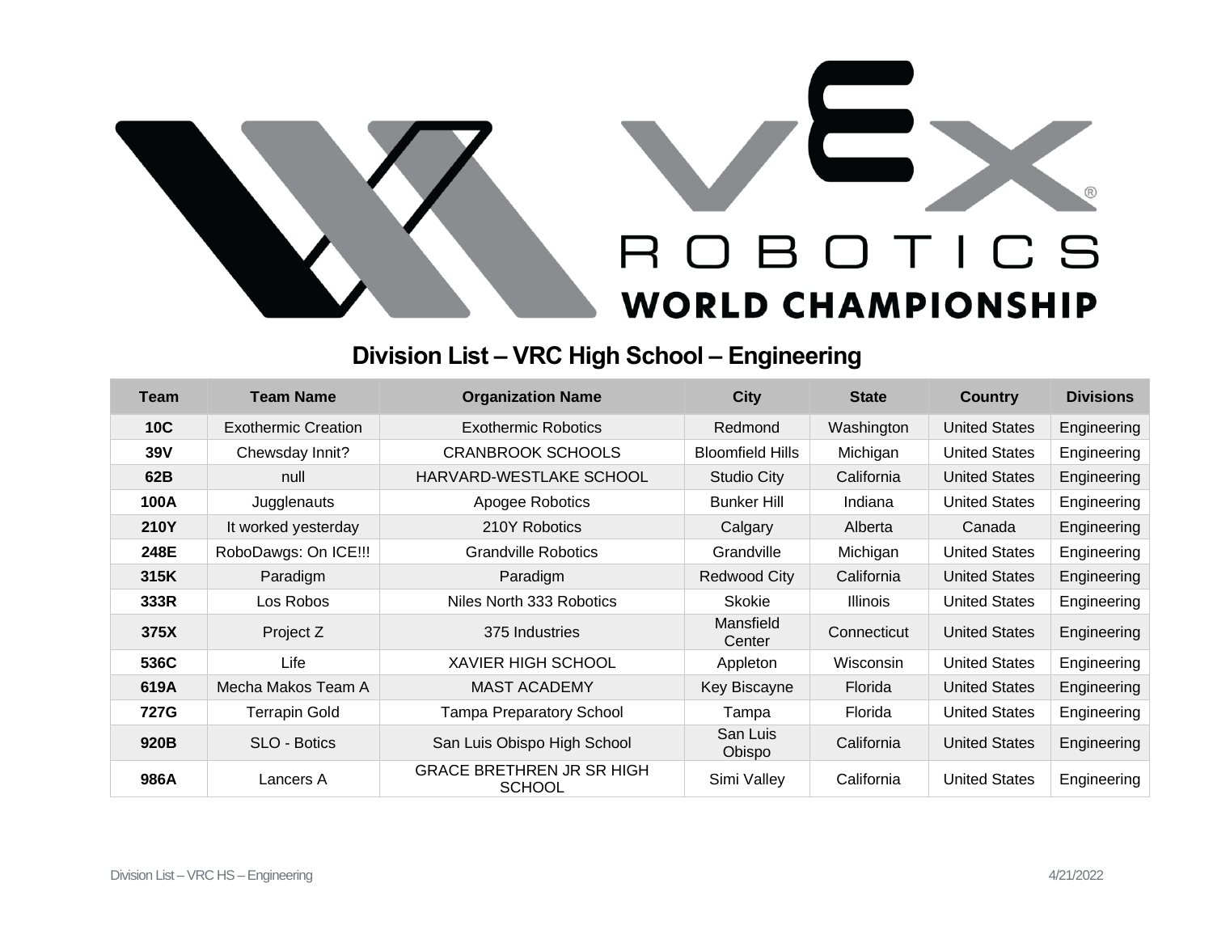# VEX ROBOTICS WORLD CHAMPIONSHIP

## Division List – VRC High School – Engineering

| Team | Team Name | Organization Name | City | State | Country | Divisions |
|---|---|---|---|---|---|---|
| **10C** | Exothermic Creation | Exothermic Robotics | Redmond | Washington | United States | Engineering |
| **39V** | Chewsday Innit? | CRANBROOK SCHOOLS | Bloomfield Hills | Michigan | United States | Engineering |
| **62B** | null | HARVARD-WESTLAKE SCHOOL | Studio City | California | United States | Engineering |
| **100A** | Jugglenauts | Apogee Robotics | Bunker Hill | Indiana | United States | Engineering |
| **210Y** | It worked yesterday | 210Y Robotics | Calgary | Alberta | Canada | Engineering |
| **248E** | RoboDawgs: On ICE!!! | Grandville Robotics | Grandville | Michigan | United States | Engineering |
| **315K** | Paradigm | Paradigm | Redwood City | California | United States | Engineering |
| **333R** | Los Robos | Niles North 333 Robotics | Skokie | Illinois | United States | Engineering |
| **375X** | Project Z | 375 Industries | Mansfield Center | Connecticut | United States | Engineering |
| **536C** | Life | XAVIER HIGH SCHOOL | Appleton | Wisconsin | United States | Engineering |
| **619A** | Mecha Makos Team A | MAST ACADEMY | Key Biscayne | Florida | United States | Engineering |
| **727G** | Terrapin Gold | Tampa Preparatory School | Tampa | Florida | United States | Engineering |
| **920B** | SLO - Botics | San Luis Obispo High School | San Luis Obispo | California | United States | Engineering |
| **986A** | Lancers A | GRACE BRETHREN JR SR HIGH SCHOOL | Simi Valley | California | United States | Engineering |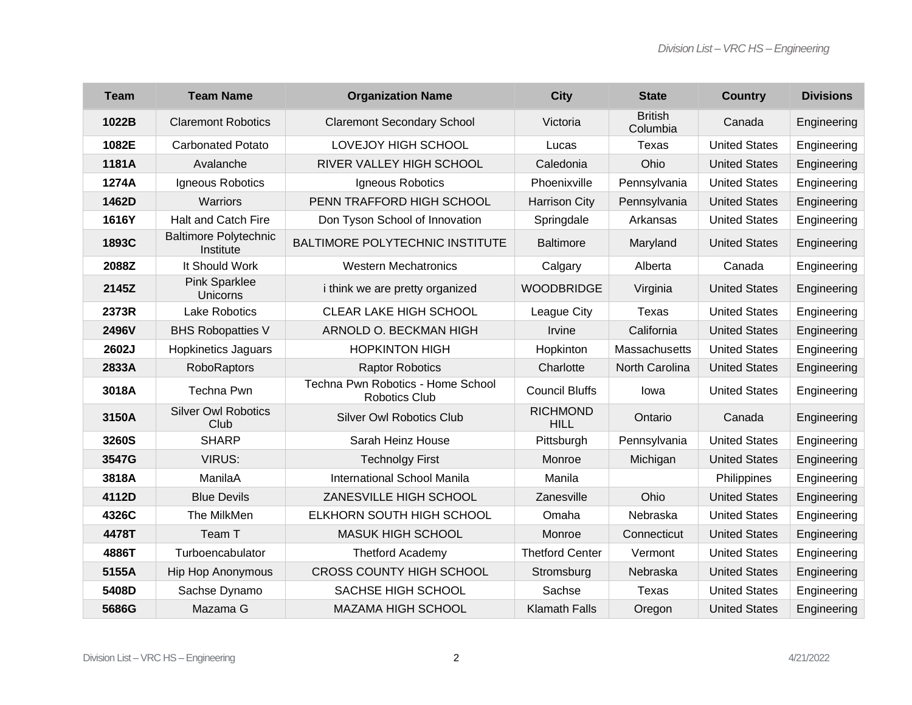| Team | Team Name | Organization Name | City | State | Country | Divisions |
|---|---|---|---|---|---|---|
| 1022B | Claremont Robotics | Claremont Secondary School | Victoria | British Columbia | Canada | Engineering |
| 1082E | Carbonated Potato | LOVEJOY HIGH SCHOOL | Lucas | Texas | United States | Engineering |
| 1181A | Avalanche | RIVER VALLEY HIGH SCHOOL | Caledonia | Ohio | United States | Engineering |
| 1274A | Igneous Robotics | Igneous Robotics | Phoenixville | Pennsylvania | United States | Engineering |
| 1462D | Warriors | PENN TRAFFORD HIGH SCHOOL | Harrison City | Pennsylvania | United States | Engineering |
| 1616Y | Halt and Catch Fire | Don Tyson School of Innovation | Springdale | Arkansas | United States | Engineering |
| 1893C | Baltimore Polytechnic Institute | BALTIMORE POLYTECHNIC INSTITUTE | Baltimore | Maryland | United States | Engineering |
| 2088Z | It Should Work | Western Mechatronics | Calgary | Alberta | Canada | Engineering |
| 2145Z | Pink Sparklee Unicorns | i think we are pretty organized | WOODBRIDGE | Virginia | United States | Engineering |
| 2373R | Lake Robotics | CLEAR LAKE HIGH SCHOOL | League City | Texas | United States | Engineering |
| 2496V | BHS Robopatties V | ARNOLD O. BECKMAN HIGH | Irvine | California | United States | Engineering |
| 2602J | Hopkinetics Jaguars | HOPKINTON HIGH | Hopkinton | Massachusetts | United States | Engineering |
| 2833A | RoboRaptors | Raptor Robotics | Charlotte | North Carolina | United States | Engineering |
| 3018A | Techna Pwn | Techna Pwn Robotics - Home School Robotics Club | Council Bluffs | Iowa | United States | Engineering |
| 3150A | Silver Owl Robotics Club | Silver Owl Robotics Club | RICHMOND HILL | Ontario | Canada | Engineering |
| 3260S | SHARP | Sarah Heinz House | Pittsburgh | Pennsylvania | United States | Engineering |
| 3547G | VIRUS: | Technolgy First | Monroe | Michigan | United States | Engineering |
| 3818A | ManilaA | International School Manila | Manila | | Philippines | Engineering |
| 4112D | Blue Devils | ZANESVILLE HIGH SCHOOL | Zanesville | Ohio | United States | Engineering |
| 4326C | The MilkMen | ELKHORN SOUTH HIGH SCHOOL | Omaha | Nebraska | United States | Engineering |
| 4478T | Team T | MASUK HIGH SCHOOL | Monroe | Connecticut | United States | Engineering |
| 4886T | Turboencabulator | Thetford Academy | Thetford Center | Vermont | United States | Engineering |
| 5155A | Hip Hop Anonymous | CROSS COUNTY HIGH SCHOOL | Stromsburg | Nebraska | United States | Engineering |
| 5408D | Sachse Dynamo | SACHSE HIGH SCHOOL | Sachse | Texas | United States | Engineering |
| 5686G | Mazama G | MAZAMA HIGH SCHOOL | Klamath Falls | Oregon | United States | Engineering |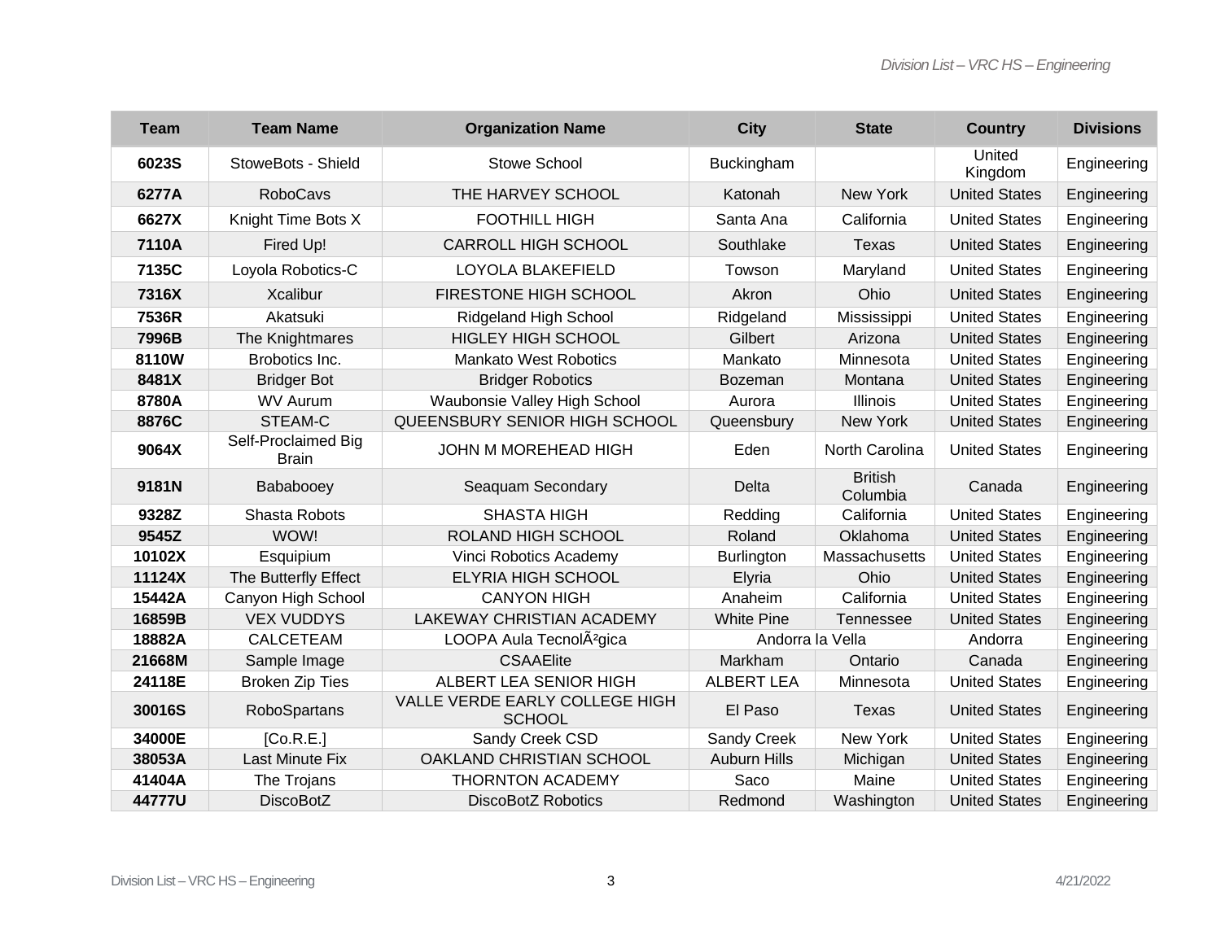| Team | Team Name | Organization Name | City | State | Country | Divisions |
| --- | --- | --- | --- | --- | --- | --- |
| **6023S** | StoweBots - Shield | Stowe School | Buckingham | | United Kingdom | Engineering |
| **6277A** | RoboCavs | THE HARVEY SCHOOL | Katonah | New York | United States | Engineering |
| **6627X** | Knight Time Bots X | FOOTHILL HIGH | Santa Ana | California | United States | Engineering |
| **7110A** | Fired Up! | CARROLL HIGH SCHOOL | Southlake | Texas | United States | Engineering |
| **7135C** | Loyola Robotics-C | LOYOLA BLAKEFIELD | Towson | Maryland | United States | Engineering |
| **7316X** | Xcalibur | FIRESTONE HIGH SCHOOL | Akron | Ohio | United States | Engineering |
| **7536R** | Akatsuki | Ridgeland High School | Ridgeland | Mississippi | United States | Engineering |
| **7996B** | The Knightmares | HIGLEY HIGH SCHOOL | Gilbert | Arizona | United States | Engineering |
| **8110W** | Brobotics Inc. | Mankato West Robotics | Mankato | Minnesota | United States | Engineering |
| **8481X** | Bridger Bot | Bridger Robotics | Bozeman | Montana | United States | Engineering |
| **8780A** | WV Aurum | Waubonsie Valley High School | Aurora | Illinois | United States | Engineering |
| **8876C** | STEAM-C | QUEENSBURY SENIOR HIGH SCHOOL | Queensbury | New York | United States | Engineering |
| **9064X** | Self-Proclaimed Big Brain | JOHN M MOREHEAD HIGH | Eden | North Carolina | United States | Engineering |
| **9181N** | Bababooey | Seaquam Secondary | Delta | British Columbia | Canada | Engineering |
| **9328Z** | Shasta Robots | SHASTA HIGH | Redding | California | United States | Engineering |
| **9545Z** | WOW! | ROLAND HIGH SCHOOL | Roland | Oklahoma | United States | Engineering |
| **10102X** | Esquipium | Vinci Robotics Academy | Burlington | Massachusetts | United States | Engineering |
| **11124X** | The Butterfly Effect | ELYRIA HIGH SCHOOL | Elyria | Ohio | United States | Engineering |
| **15442A** | Canyon High School | CANYON HIGH | Anaheim | California | United States | Engineering |
| **16859B** | VEX VUDDYS | LAKEWAY CHRISTIAN ACADEMY | White Pine | Tennessee | United States | Engineering |
| **18882A** | CALCETEAM | LOOPA Aula TecnolÃ²gica | Andorra la Vella | | Andorra | Engineering |
| **21668M** | Sample Image | CSAAElite | Markham | Ontario | Canada | Engineering |
| **24118E** | Broken Zip Ties | ALBERT LEA SENIOR HIGH | ALBERT LEA | Minnesota | United States | Engineering |
| **30016S** | RoboSpartans | VALLE VERDE EARLY COLLEGE HIGH SCHOOL | El Paso | Texas | United States | Engineering |
| **34000E** | [Co.R.E.] | Sandy Creek CSD | Sandy Creek | New York | United States | Engineering |
| **38053A** | Last Minute Fix | OAKLAND CHRISTIAN SCHOOL | Auburn Hills | Michigan | United States | Engineering |
| **41404A** | The Trojans | THORNTON ACADEMY | Saco | Maine | United States | Engineering |
| **44777U** | DiscoBotZ | DiscoBotZ Robotics | Redmond | Washington | United States | Engineering |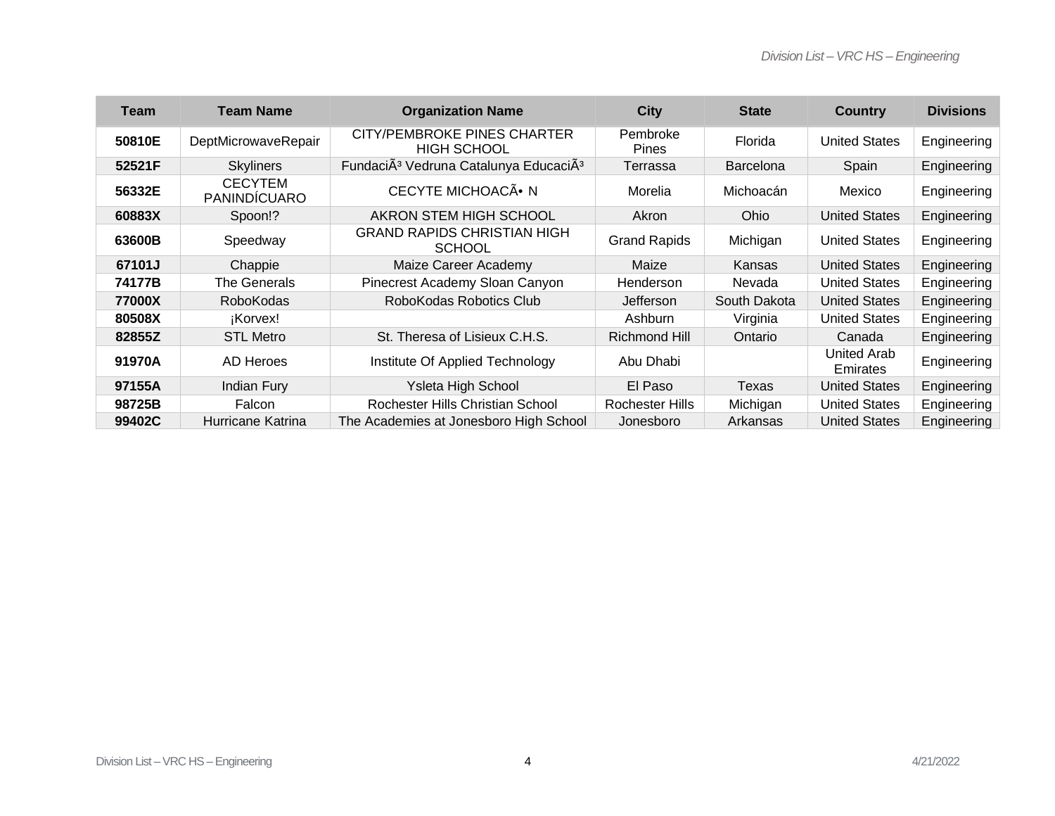| Team | Team Name | Organization Name | City | State | Country | Divisions |
|---|---|---|---|---|---|---|
| **50810E** | DeptMicrowaveRepair | CITY/PEMBROKE PINES CHARTER HIGH SCHOOL | Pembroke Pines | Florida | United States | Engineering |
| **52521F** | Skyliners | FundaciÃ³ Vedruna Catalunya EducaciÃ³ | Terrassa | Barcelona | Spain | Engineering |
| **56332E** | CECYTEM PANINDÍCUARO | CECYTE MICHOACÃ• N | Morelia | Michoacán | Mexico | Engineering |
| **60883X** | Spoon!? | AKRON STEM HIGH SCHOOL | Akron | Ohio | United States | Engineering |
| **63600B** | Speedway | GRAND RAPIDS CHRISTIAN HIGH SCHOOL | Grand Rapids | Michigan | United States | Engineering |
| **67101J** | Chappie | Maize Career Academy | Maize | Kansas | United States | Engineering |
| **74177B** | The Generals | Pinecrest Academy Sloan Canyon | Henderson | Nevada | United States | Engineering |
| **77000X** | RoboKodas | RoboKodas Robotics Club | Jefferson | South Dakota | United States | Engineering |
| **80508X** | ¡Korvex! | | Ashburn | Virginia | United States | Engineering |
| **82855Z** | STL Metro | St. Theresa of Lisieux C.H.S. | Richmond Hill | Ontario | Canada | Engineering |
| **91970A** | AD Heroes | Institute Of Applied Technology | Abu Dhabi | | United Arab Emirates | Engineering |
| **97155A** | Indian Fury | Ysleta High School | El Paso | Texas | United States | Engineering |
| **98725B** | Falcon | Rochester Hills Christian School | Rochester Hills | Michigan | United States | Engineering |
| **99402C** | Hurricane Katrina | The Academies at Jonesboro High School | Jonesboro | Arkansas | United States | Engineering |